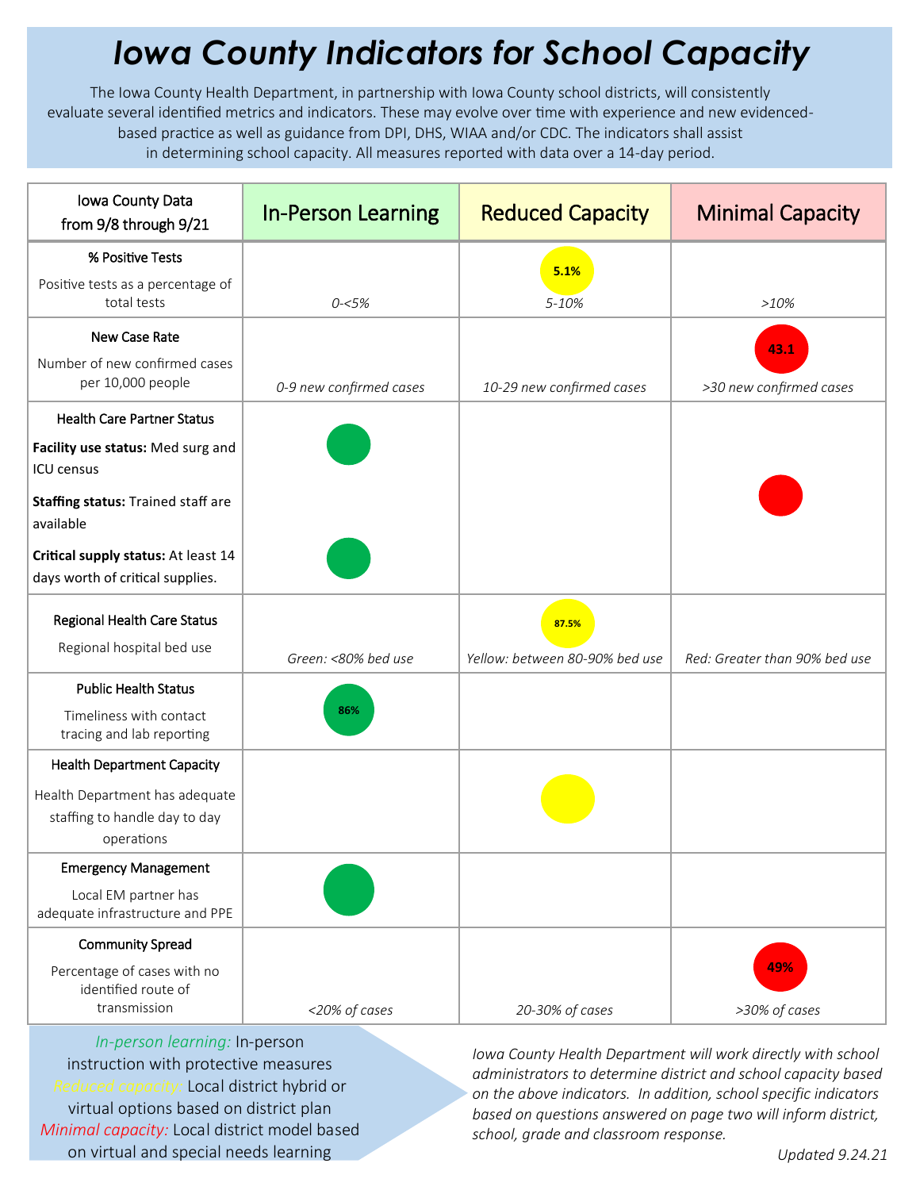# *Iowa County Indicators for School Capacity*

The Iowa County Health Department, in partnership with Iowa County school districts, will consistently evaluate several identified metrics and indicators. These may evolve over time with experience and new evidenced-based practice as well as guidance from DPI, DHS, WIAA and/or CDC. The indicators shall assist in determining school capacity. All measures reported with data over a 14-day period.

| Iowa County Data from 9/8 through 9/21 | In-Person Learning | Reduced Capacity | Minimal Capacity |
|---|---|---|---|
| **% Positive Tests**<br>Positive tests as a percentage of total tests | *0-<5%* | 5.1%<br>*5-10%* | *>10%* |
| **New Case Rate**<br>Number of new confirmed cases per 10,000 people | *0-9 new confirmed cases* | *10-29 new confirmed cases* | 43.1<br>*>30 new confirmed cases* |
| **Health Care Partner Status**<br>**Facility use status:** Med surg and ICU census | ● (green) | | |
| **Staffing status:** Trained staff are available | | | ● (red) |
| **Critical supply status:** At least 14 days worth of critical supplies. | ● (green) | | |
| **Regional Health Care Status**<br>Regional hospital bed use | *Green: <80% bed use* | 87.5%<br>*Yellow: between 80-90% bed use* | *Red: Greater than 90% bed use* |
| **Public Health Status**<br>Timeliness with contact tracing and lab reporting | 86% | | |
| **Health Department Capacity**<br>Health Department has adequate staffing to handle day to day operations | | ● (yellow) | |
| **Emergency Management**<br>Local EM partner has adequate infrastructure and PPE | ● (green) | | |
| **Community Spread**<br>Percentage of cases with no identified route of transmission | *<20% of cases* | *20-30% of cases* | 49%<br>*>30% of cases* |

*In-person learning:* In-person instruction with protective measures
*Reduced capacity:* Local district hybrid or virtual options based on district plan
*Minimal capacity:* Local district model based on virtual and special needs learning

*Iowa County Health Department will work directly with school administrators to determine district and school capacity based on the above indicators. In addition, school specific indicators based on questions answered on page two will inform district, school, grade and classroom response.*

*Updated 9.24.21*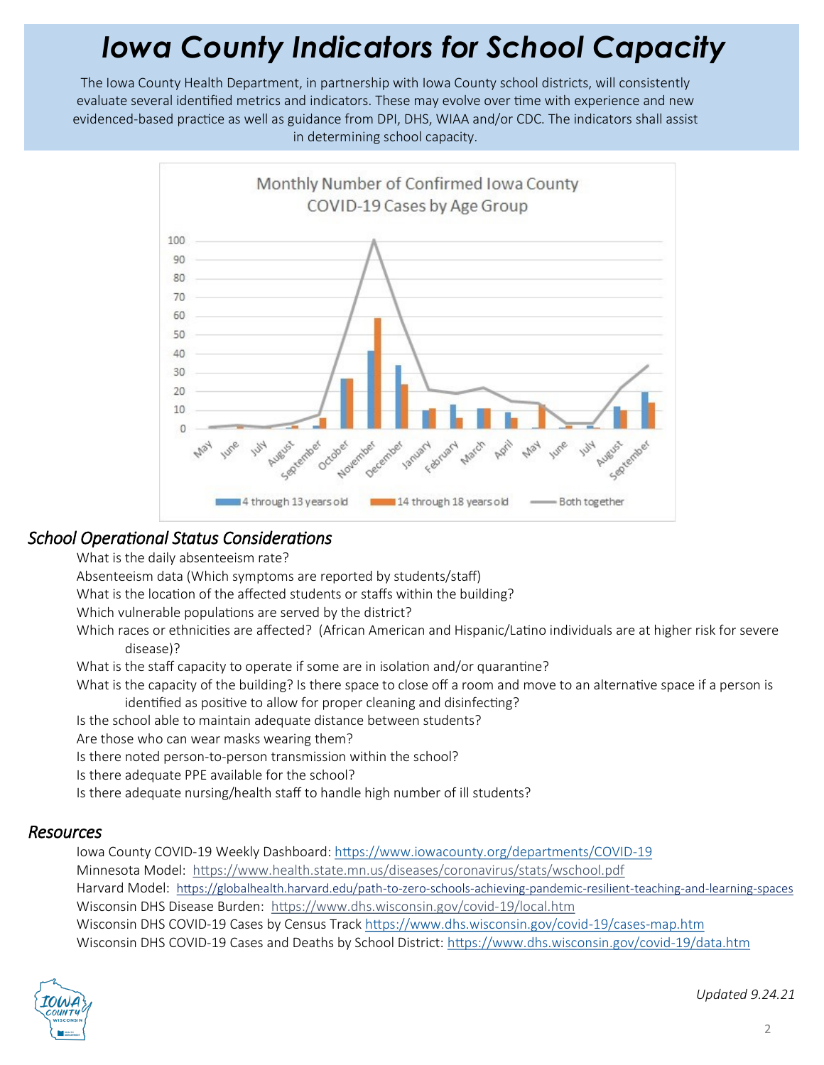# *Iowa County Indicators for School Capacity*

The Iowa County Health Department, in partnership with Iowa County school districts, will consistently evaluate several identified metrics and indicators. These may evolve over time with experience and new evidenced-based practice as well as guidance from DPI, DHS, WIAA and/or CDC. The indicators shall assist in determining school capacity.

Monthly Number of Confirmed Iowa County COVID-19 Cases by Age Group

100
90
80
70
60
50
40
30
20
10
0

May June July August September October November December January February March April May June July August September

4 through 13 years old
14 through 18 years old
Both together

## *School Operational Status Considerations*

What is the daily absenteeism rate?
Absenteeism data (Which symptoms are reported by students/staff)
What is the location of the affected students or staffs within the building?
Which vulnerable populations are served by the district?
Which races or ethnicities are affected? (African American and Hispanic/Latino individuals are at higher risk for severe disease)?
What is the staff capacity to operate if some are in isolation and/or quarantine?
What is the capacity of the building? Is there space to close off a room and move to an alternative space if a person is identified as positive to allow for proper cleaning and disinfecting?
Is the school able to maintain adequate distance between students?
Are those who can wear masks wearing them?
Is there noted person-to-person transmission within the school?
Is there adequate PPE available for the school?
Is there adequate nursing/health staff to handle high number of ill students?

## *Resources*

Iowa County COVID-19 Weekly Dashboard: https://www.iowacounty.org/departments/COVID-19
Minnesota Model: https://www.health.state.mn.us/diseases/coronavirus/stats/wschool.pdf
Harvard Model: https://globalhealth.harvard.edu/path-to-zero-schools-achieving-pandemic-resilient-teaching-and-learning-spaces
Wisconsin DHS Disease Burden: https://www.dhs.wisconsin.gov/covid-19/local.htm
Wisconsin DHS COVID-19 Cases by Census Track https://www.dhs.wisconsin.gov/covid-19/cases-map.htm
Wisconsin DHS COVID-19 Cases and Deaths by School District: https://www.dhs.wisconsin.gov/covid-19/data.htm

*Updated 9.24.21*